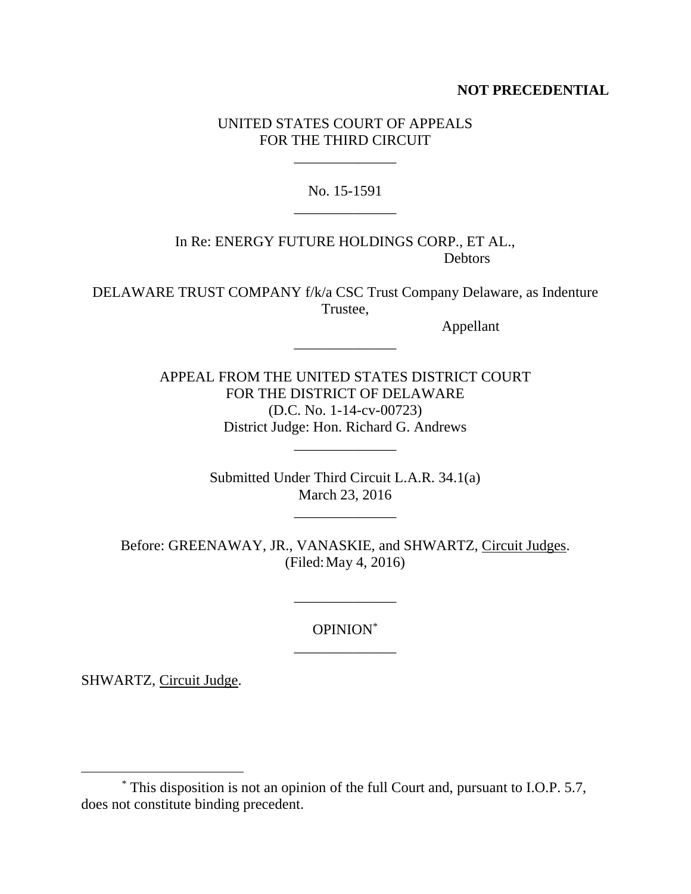**NOT PRECEDENTIAL**

UNITED STATES COURT OF APPEALS
FOR THE THIRD CIRCUIT

\_\_\_\_\_\_\_\_\_\_\_\_\_

No. 15-1591

\_\_\_\_\_\_\_\_\_\_\_\_\_

In Re: ENERGY FUTURE HOLDINGS CORP., ET AL.,
Debtors

DELAWARE TRUST COMPANY f/k/a CSC Trust Company Delaware, as Indenture Trustee,
Appellant

\_\_\_\_\_\_\_\_\_\_\_\_\_

APPEAL FROM THE UNITED STATES DISTRICT COURT
FOR THE DISTRICT OF DELAWARE
(D.C. No. 1-14-cv-00723)
District Judge: Hon. Richard G. Andrews

\_\_\_\_\_\_\_\_\_\_\_\_\_

Submitted Under Third Circuit L.A.R. 34.1(a)
March 23, 2016

\_\_\_\_\_\_\_\_\_\_\_\_\_

Before: GREENAWAY, JR., VANASKIE, and SHWARTZ, Circuit Judges.
(Filed: May 4, 2016)

\_\_\_\_\_\_\_\_\_\_\_\_\_

OPINION[*]

\_\_\_\_\_\_\_\_\_\_\_\_\_

SHWARTZ, Circuit Judge.

[*] This disposition is not an opinion of the full Court and, pursuant to I.O.P. 5.7, does not constitute binding precedent.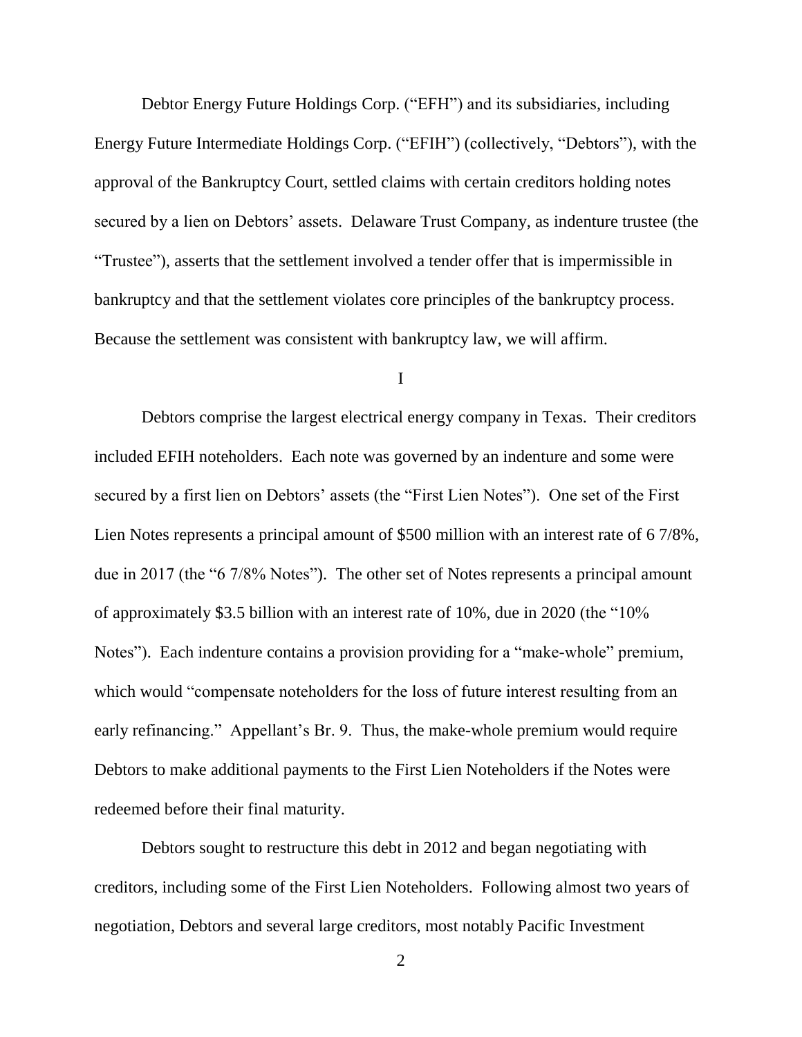Debtor Energy Future Holdings Corp. ("EFH") and its subsidiaries, including Energy Future Intermediate Holdings Corp. ("EFIH") (collectively, "Debtors"), with the approval of the Bankruptcy Court, settled claims with certain creditors holding notes secured by a lien on Debtors' assets. Delaware Trust Company, as indenture trustee (the "Trustee"), asserts that the settlement involved a tender offer that is impermissible in bankruptcy and that the settlement violates core principles of the bankruptcy process. Because the settlement was consistent with bankruptcy law, we will affirm.

## I

Debtors comprise the largest electrical energy company in Texas. Their creditors included EFIH noteholders. Each note was governed by an indenture and some were secured by a first lien on Debtors' assets (the "First Lien Notes"). One set of the First Lien Notes represents a principal amount of $500 million with an interest rate of 6 7/8%, due in 2017 (the "6 7/8% Notes"). The other set of Notes represents a principal amount of approximately $3.5 billion with an interest rate of 10%, due in 2020 (the "10% Notes"). Each indenture contains a provision providing for a "make-whole" premium, which would "compensate noteholders for the loss of future interest resulting from an early refinancing." Appellant's Br. 9. Thus, the make-whole premium would require Debtors to make additional payments to the First Lien Noteholders if the Notes were redeemed before their final maturity.

Debtors sought to restructure this debt in 2012 and began negotiating with creditors, including some of the First Lien Noteholders. Following almost two years of negotiation, Debtors and several large creditors, most notably Pacific Investment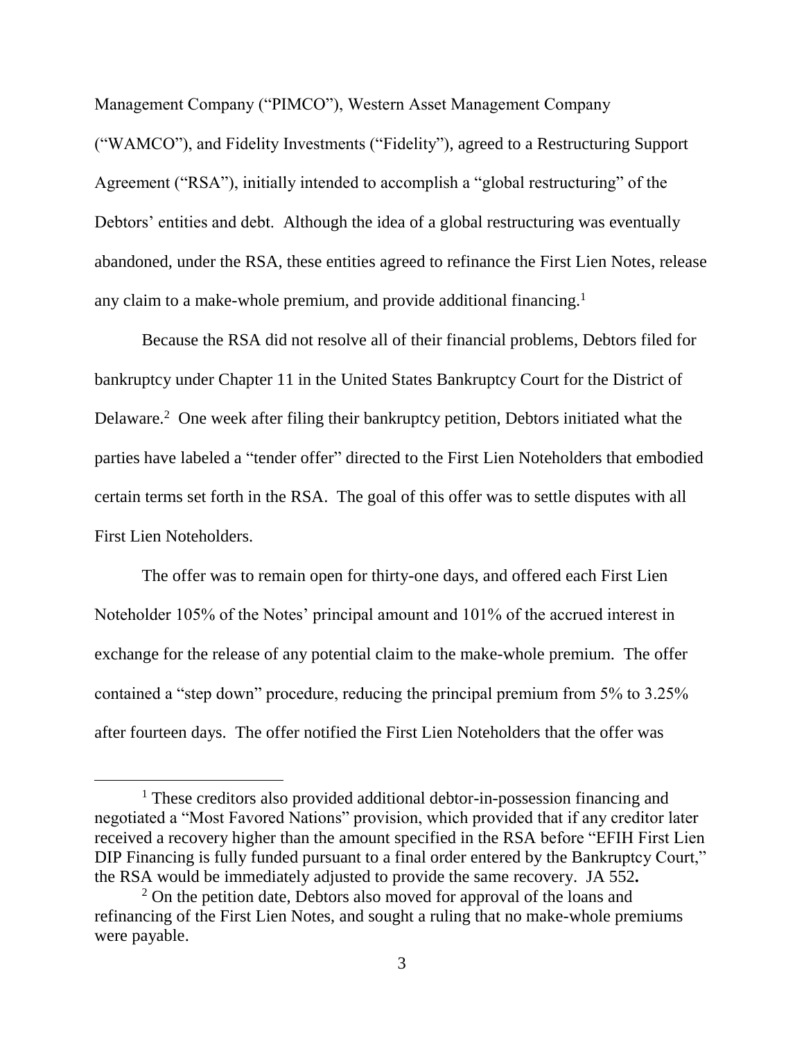Management Company ("PIMCO"), Western Asset Management Company ("WAMCO"), and Fidelity Investments ("Fidelity"), agreed to a Restructuring Support Agreement ("RSA"), initially intended to accomplish a "global restructuring" of the Debtors' entities and debt. Although the idea of a global restructuring was eventually abandoned, under the RSA, these entities agreed to refinance the First Lien Notes, release any claim to a make-whole premium, and provide additional financing.[1]

Because the RSA did not resolve all of their financial problems, Debtors filed for bankruptcy under Chapter 11 in the United States Bankruptcy Court for the District of Delaware.[2] One week after filing their bankruptcy petition, Debtors initiated what the parties have labeled a "tender offer" directed to the First Lien Noteholders that embodied certain terms set forth in the RSA. The goal of this offer was to settle disputes with all First Lien Noteholders.

The offer was to remain open for thirty-one days, and offered each First Lien Noteholder 105% of the Notes' principal amount and 101% of the accrued interest in exchange for the release of any potential claim to the make-whole premium. The offer contained a "step down" procedure, reducing the principal premium from 5% to 3.25% after fourteen days. The offer notified the First Lien Noteholders that the offer was

---

[1] These creditors also provided additional debtor-in-possession financing and negotiated a "Most Favored Nations" provision, which provided that if any creditor later received a recovery higher than the amount specified in the RSA before "EFIH First Lien DIP Financing is fully funded pursuant to a final order entered by the Bankruptcy Court," the RSA would be immediately adjusted to provide the same recovery. JA 552**.**

[2] On the petition date, Debtors also moved for approval of the loans and refinancing of the First Lien Notes, and sought a ruling that no make-whole premiums were payable.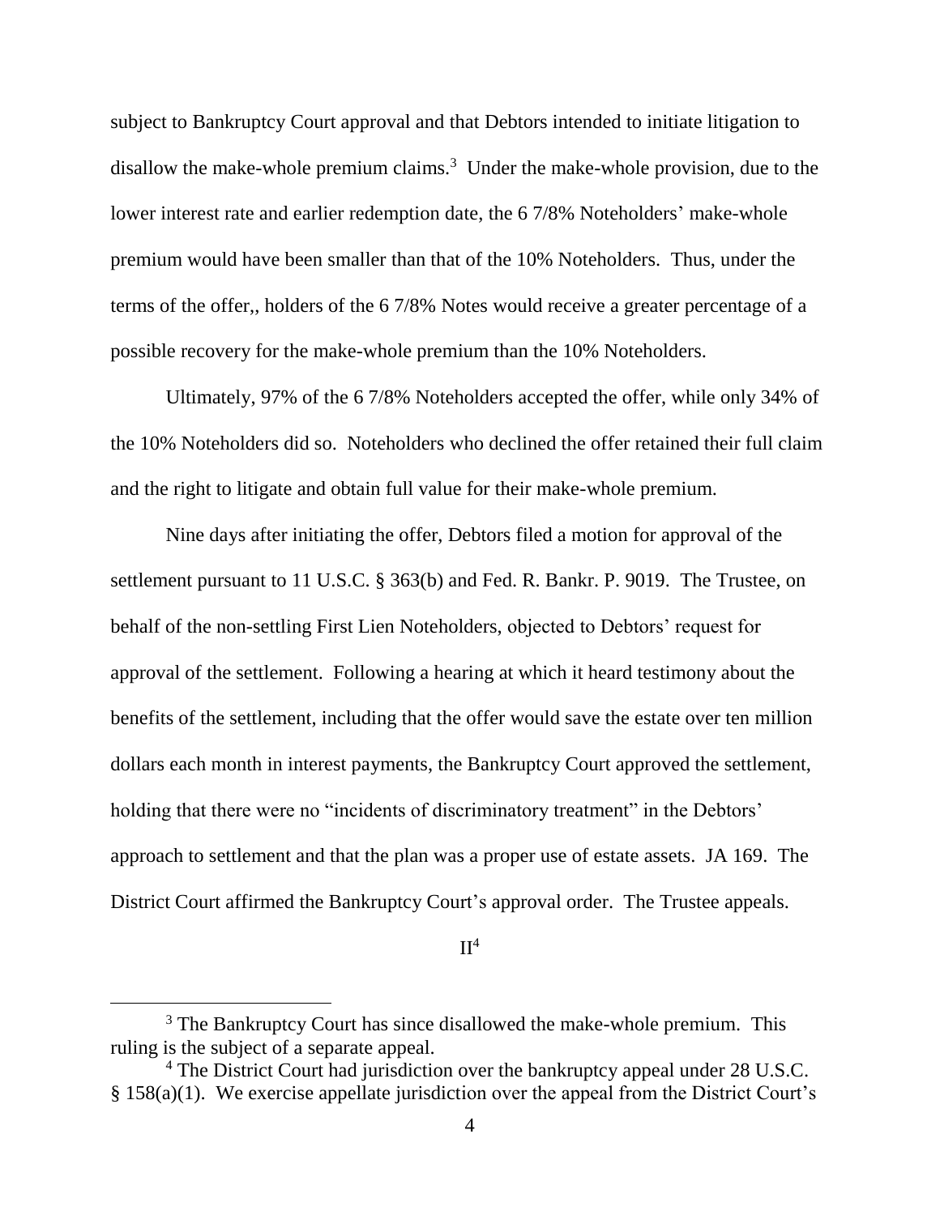subject to Bankruptcy Court approval and that Debtors intended to initiate litigation to disallow the make-whole premium claims.[3] Under the make-whole provision, due to the lower interest rate and earlier redemption date, the 6 7/8% Noteholders' make-whole premium would have been smaller than that of the 10% Noteholders. Thus, under the terms of the offer,, holders of the 6 7/8% Notes would receive a greater percentage of a possible recovery for the make-whole premium than the 10% Noteholders.

Ultimately, 97% of the 6 7/8% Noteholders accepted the offer, while only 34% of the 10% Noteholders did so. Noteholders who declined the offer retained their full claim and the right to litigate and obtain full value for their make-whole premium.

Nine days after initiating the offer, Debtors filed a motion for approval of the settlement pursuant to 11 U.S.C. § 363(b) and Fed. R. Bankr. P. 9019. The Trustee, on behalf of the non-settling First Lien Noteholders, objected to Debtors' request for approval of the settlement. Following a hearing at which it heard testimony about the benefits of the settlement, including that the offer would save the estate over ten million dollars each month in interest payments, the Bankruptcy Court approved the settlement, holding that there were no "incidents of discriminatory treatment" in the Debtors' approach to settlement and that the plan was a proper use of estate assets. JA 169. The District Court affirmed the Bankruptcy Court's approval order. The Trustee appeals.

## II[4]

[3] The Bankruptcy Court has since disallowed the make-whole premium. This ruling is the subject of a separate appeal.

[4] The District Court had jurisdiction over the bankruptcy appeal under 28 U.S.C. § 158(a)(1). We exercise appellate jurisdiction over the appeal from the District Court's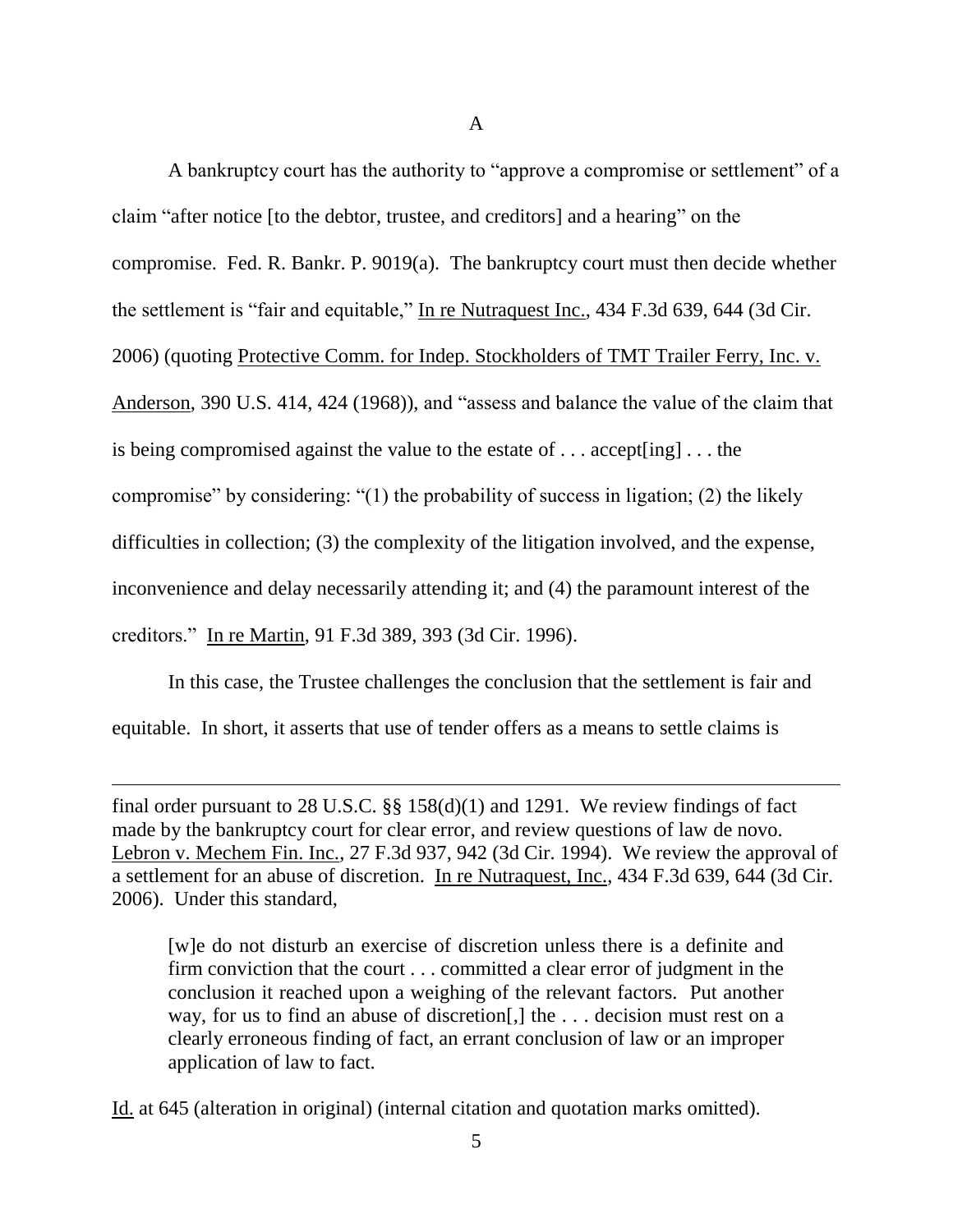A

A bankruptcy court has the authority to "approve a compromise or settlement" of a claim "after notice [to the debtor, trustee, and creditors] and a hearing" on the compromise. Fed. R. Bankr. P. 9019(a). The bankruptcy court must then decide whether the settlement is "fair and equitable," In re Nutraquest Inc., 434 F.3d 639, 644 (3d Cir. 2006) (quoting Protective Comm. for Indep. Stockholders of TMT Trailer Ferry, Inc. v. Anderson, 390 U.S. 414, 424 (1968)), and "assess and balance the value of the claim that is being compromised against the value to the estate of . . . accept[ing] . . . the compromise" by considering: "(1) the probability of success in ligation; (2) the likely difficulties in collection; (3) the complexity of the litigation involved, and the expense, inconvenience and delay necessarily attending it; and (4) the paramount interest of the creditors." In re Martin, 91 F.3d 389, 393 (3d Cir. 1996).

In this case, the Trustee challenges the conclusion that the settlement is fair and equitable. In short, it asserts that use of tender offers as a means to settle claims is

---

final order pursuant to 28 U.S.C. §§ 158(d)(1) and 1291. We review findings of fact made by the bankruptcy court for clear error, and review questions of law de novo. Lebron v. Mechem Fin. Inc., 27 F.3d 937, 942 (3d Cir. 1994). We review the approval of a settlement for an abuse of discretion. In re Nutraquest, Inc., 434 F.3d 639, 644 (3d Cir. 2006). Under this standard,

> [w]e do not disturb an exercise of discretion unless there is a definite and firm conviction that the court . . . committed a clear error of judgment in the conclusion it reached upon a weighing of the relevant factors. Put another way, for us to find an abuse of discretion[,] the . . . decision must rest on a clearly erroneous finding of fact, an errant conclusion of law or an improper application of law to fact.

Id. at 645 (alteration in original) (internal citation and quotation marks omitted).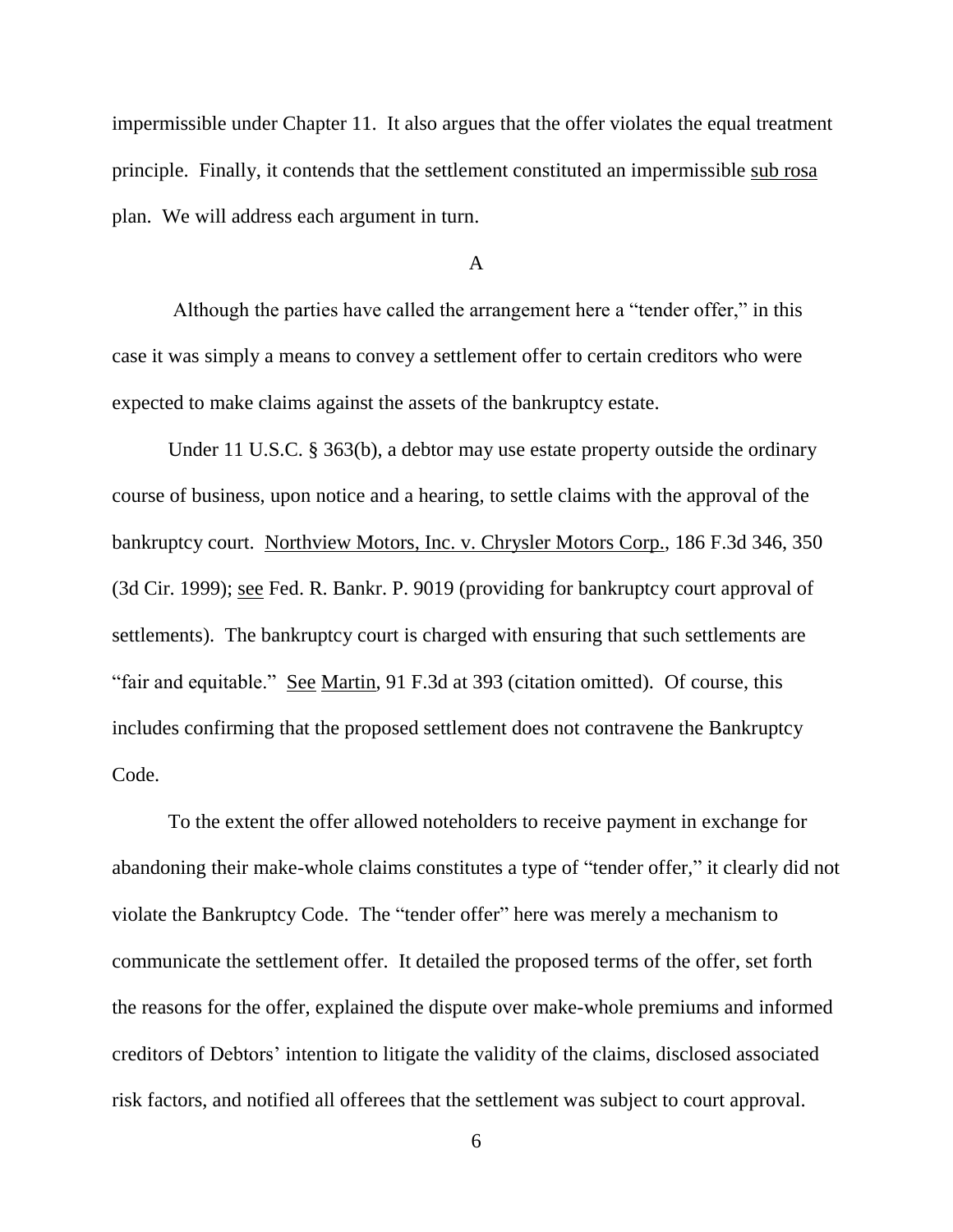impermissible under Chapter 11. It also argues that the offer violates the equal treatment principle. Finally, it contends that the settlement constituted an impermissible sub rosa plan. We will address each argument in turn.

## A

Although the parties have called the arrangement here a "tender offer," in this case it was simply a means to convey a settlement offer to certain creditors who were expected to make claims against the assets of the bankruptcy estate.

Under 11 U.S.C. § 363(b), a debtor may use estate property outside the ordinary course of business, upon notice and a hearing, to settle claims with the approval of the bankruptcy court. Northview Motors, Inc. v. Chrysler Motors Corp., 186 F.3d 346, 350 (3d Cir. 1999); see Fed. R. Bankr. P. 9019 (providing for bankruptcy court approval of settlements). The bankruptcy court is charged with ensuring that such settlements are "fair and equitable." See Martin, 91 F.3d at 393 (citation omitted). Of course, this includes confirming that the proposed settlement does not contravene the Bankruptcy Code.

To the extent the offer allowed noteholders to receive payment in exchange for abandoning their make-whole claims constitutes a type of "tender offer," it clearly did not violate the Bankruptcy Code. The "tender offer" here was merely a mechanism to communicate the settlement offer. It detailed the proposed terms of the offer, set forth the reasons for the offer, explained the dispute over make-whole premiums and informed creditors of Debtors' intention to litigate the validity of the claims, disclosed associated risk factors, and notified all offerees that the settlement was subject to court approval.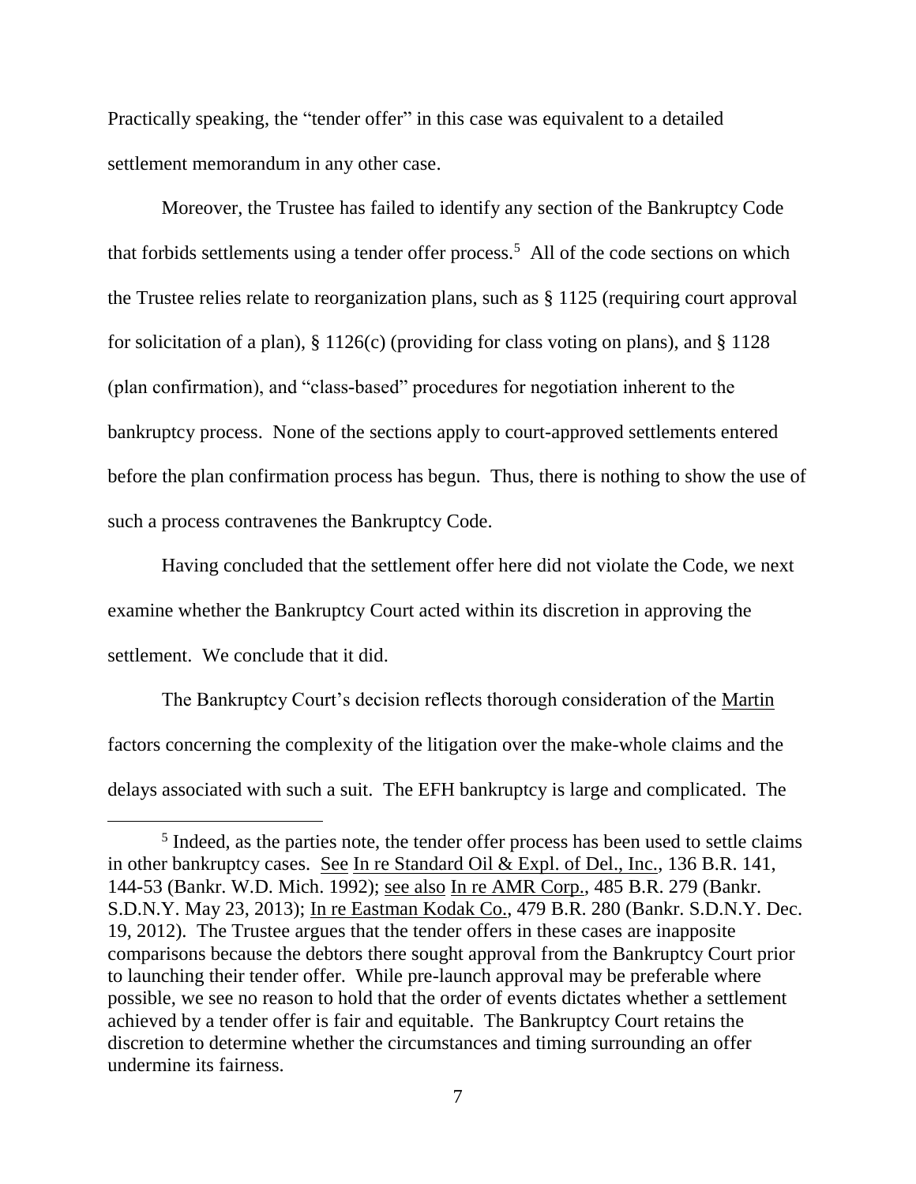Practically speaking, the "tender offer" in this case was equivalent to a detailed settlement memorandum in any other case.

Moreover, the Trustee has failed to identify any section of the Bankruptcy Code that forbids settlements using a tender offer process.[5] All of the code sections on which the Trustee relies relate to reorganization plans, such as § 1125 (requiring court approval for solicitation of a plan), § 1126(c) (providing for class voting on plans), and § 1128 (plan confirmation), and "class-based" procedures for negotiation inherent to the bankruptcy process. None of the sections apply to court-approved settlements entered before the plan confirmation process has begun. Thus, there is nothing to show the use of such a process contravenes the Bankruptcy Code.

Having concluded that the settlement offer here did not violate the Code, we next examine whether the Bankruptcy Court acted within its discretion in approving the settlement. We conclude that it did.

The Bankruptcy Court's decision reflects thorough consideration of the Martin factors concerning the complexity of the litigation over the make-whole claims and the delays associated with such a suit. The EFH bankruptcy is large and complicated. The

[5] Indeed, as the parties note, the tender offer process has been used to settle claims in other bankruptcy cases. See In re Standard Oil & Expl. of Del., Inc., 136 B.R. 141, 144-53 (Bankr. W.D. Mich. 1992); see also In re AMR Corp., 485 B.R. 279 (Bankr. S.D.N.Y. May 23, 2013); In re Eastman Kodak Co., 479 B.R. 280 (Bankr. S.D.N.Y. Dec. 19, 2012). The Trustee argues that the tender offers in these cases are inapposite comparisons because the debtors there sought approval from the Bankruptcy Court prior to launching their tender offer. While pre-launch approval may be preferable where possible, we see no reason to hold that the order of events dictates whether a settlement achieved by a tender offer is fair and equitable. The Bankruptcy Court retains the discretion to determine whether the circumstances and timing surrounding an offer undermine its fairness.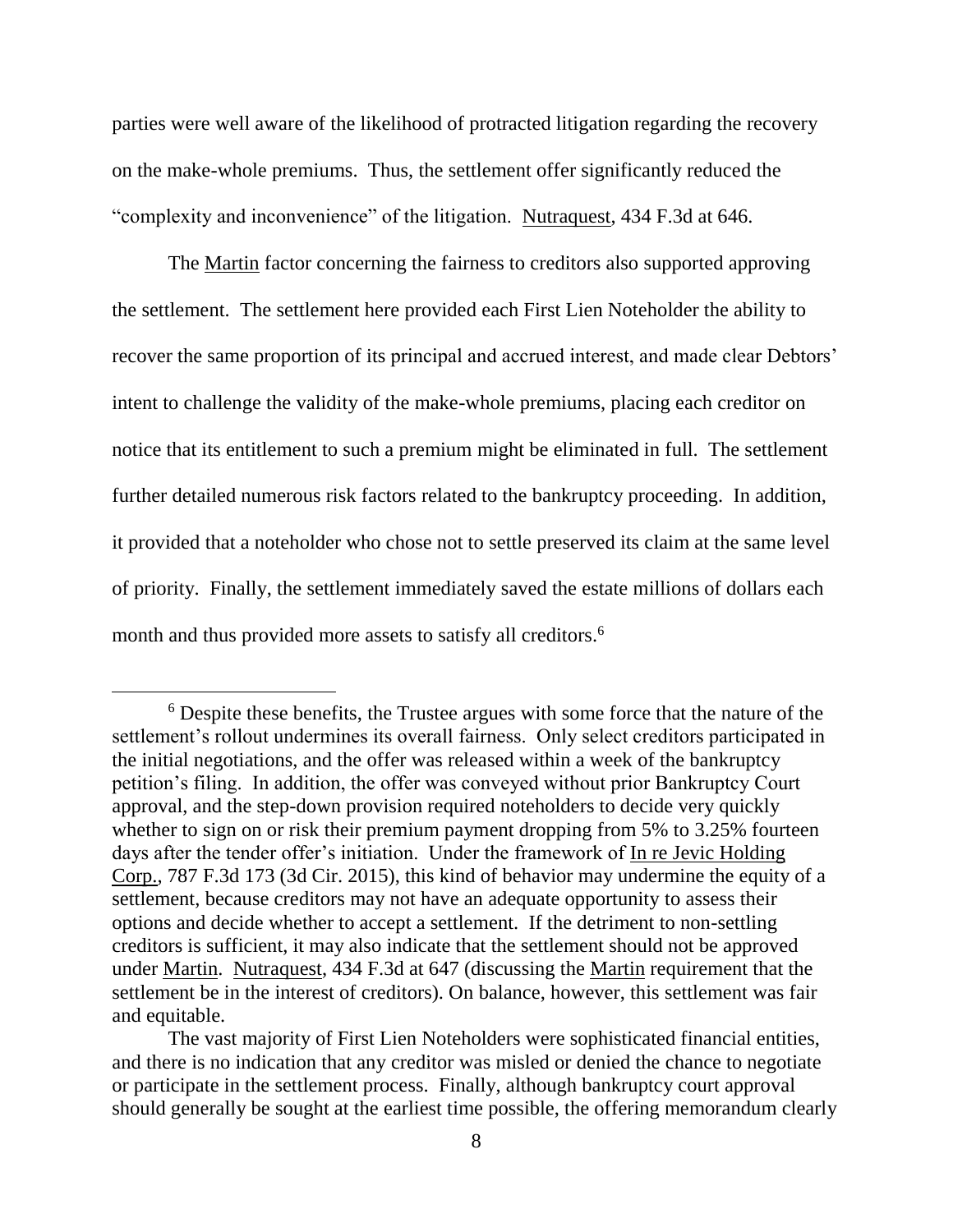parties were well aware of the likelihood of protracted litigation regarding the recovery on the make-whole premiums. Thus, the settlement offer significantly reduced the "complexity and inconvenience" of the litigation. Nutraquest, 434 F.3d at 646.

The Martin factor concerning the fairness to creditors also supported approving the settlement. The settlement here provided each First Lien Noteholder the ability to recover the same proportion of its principal and accrued interest, and made clear Debtors' intent to challenge the validity of the make-whole premiums, placing each creditor on notice that its entitlement to such a premium might be eliminated in full. The settlement further detailed numerous risk factors related to the bankruptcy proceeding. In addition, it provided that a noteholder who chose not to settle preserved its claim at the same level of priority. Finally, the settlement immediately saved the estate millions of dollars each month and thus provided more assets to satisfy all creditors.[6]

---

[6] Despite these benefits, the Trustee argues with some force that the nature of the settlement's rollout undermines its overall fairness. Only select creditors participated in the initial negotiations, and the offer was released within a week of the bankruptcy petition's filing. In addition, the offer was conveyed without prior Bankruptcy Court approval, and the step-down provision required noteholders to decide very quickly whether to sign on or risk their premium payment dropping from 5% to 3.25% fourteen days after the tender offer's initiation. Under the framework of In re Jevic Holding Corp., 787 F.3d 173 (3d Cir. 2015), this kind of behavior may undermine the equity of a settlement, because creditors may not have an adequate opportunity to assess their options and decide whether to accept a settlement. If the detriment to non-settling creditors is sufficient, it may also indicate that the settlement should not be approved under Martin. Nutraquest, 434 F.3d at 647 (discussing the Martin requirement that the settlement be in the interest of creditors). On balance, however, this settlement was fair and equitable.

The vast majority of First Lien Noteholders were sophisticated financial entities, and there is no indication that any creditor was misled or denied the chance to negotiate or participate in the settlement process. Finally, although bankruptcy court approval should generally be sought at the earliest time possible, the offering memorandum clearly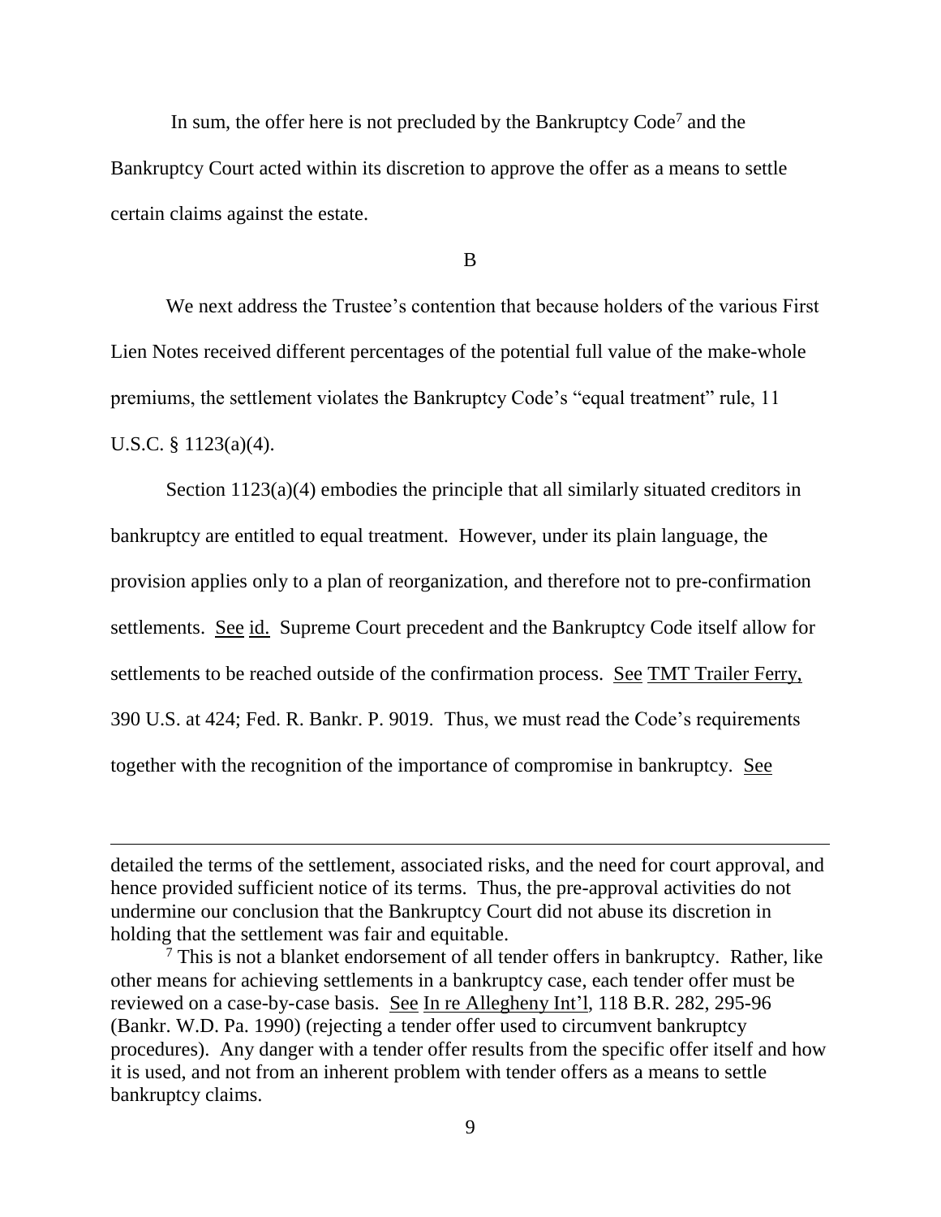In sum, the offer here is not precluded by the Bankruptcy Code[7] and the Bankruptcy Court acted within its discretion to approve the offer as a means to settle certain claims against the estate.

B

We next address the Trustee's contention that because holders of the various First Lien Notes received different percentages of the potential full value of the make-whole premiums, the settlement violates the Bankruptcy Code's "equal treatment" rule, 11 U.S.C. § 1123(a)(4).

Section 1123(a)(4) embodies the principle that all similarly situated creditors in bankruptcy are entitled to equal treatment. However, under its plain language, the provision applies only to a plan of reorganization, and therefore not to pre-confirmation settlements. See id. Supreme Court precedent and the Bankruptcy Code itself allow for settlements to be reached outside of the confirmation process. See TMT Trailer Ferry, 390 U.S. at 424; Fed. R. Bankr. P. 9019. Thus, we must read the Code's requirements together with the recognition of the importance of compromise in bankruptcy. See

---

detailed the terms of the settlement, associated risks, and the need for court approval, and hence provided sufficient notice of its terms. Thus, the pre-approval activities do not undermine our conclusion that the Bankruptcy Court did not abuse its discretion in holding that the settlement was fair and equitable.

[7] This is not a blanket endorsement of all tender offers in bankruptcy. Rather, like other means for achieving settlements in a bankruptcy case, each tender offer must be reviewed on a case-by-case basis. See In re Allegheny Int'l, 118 B.R. 282, 295-96 (Bankr. W.D. Pa. 1990) (rejecting a tender offer used to circumvent bankruptcy procedures). Any danger with a tender offer results from the specific offer itself and how it is used, and not from an inherent problem with tender offers as a means to settle bankruptcy claims.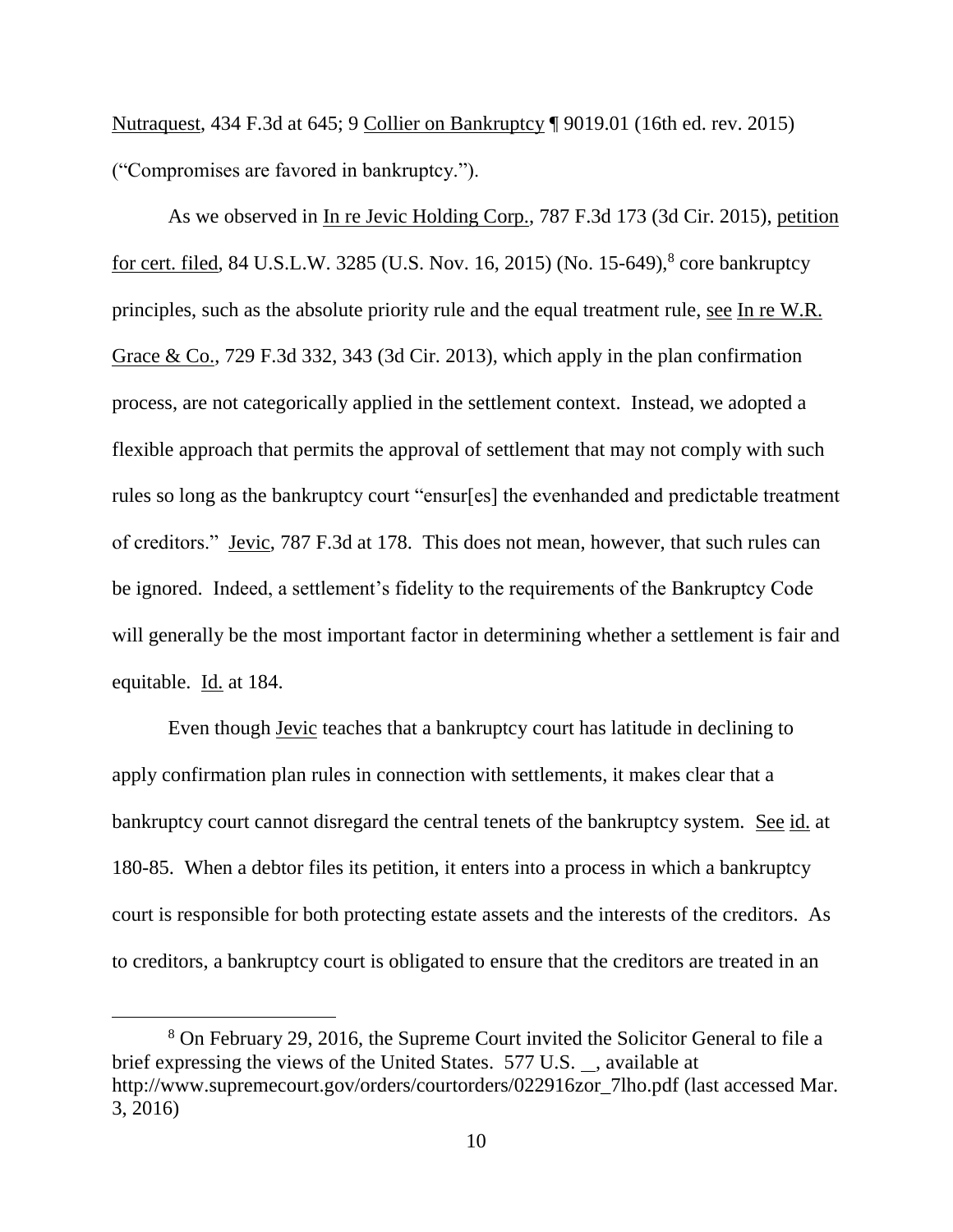Nutraquest, 434 F.3d at 645; 9 Collier on Bankruptcy ¶ 9019.01 (16th ed. rev. 2015) ("Compromises are favored in bankruptcy.").

As we observed in In re Jevic Holding Corp., 787 F.3d 173 (3d Cir. 2015), petition for cert. filed, 84 U.S.L.W. 3285 (U.S. Nov. 16, 2015) (No. 15-649),[8] core bankruptcy principles, such as the absolute priority rule and the equal treatment rule, see In re W.R. Grace & Co., 729 F.3d 332, 343 (3d Cir. 2013), which apply in the plan confirmation process, are not categorically applied in the settlement context. Instead, we adopted a flexible approach that permits the approval of settlement that may not comply with such rules so long as the bankruptcy court "ensur[es] the evenhanded and predictable treatment of creditors." Jevic, 787 F.3d at 178. This does not mean, however, that such rules can be ignored. Indeed, a settlement's fidelity to the requirements of the Bankruptcy Code will generally be the most important factor in determining whether a settlement is fair and equitable. Id. at 184.

Even though Jevic teaches that a bankruptcy court has latitude in declining to apply confirmation plan rules in connection with settlements, it makes clear that a bankruptcy court cannot disregard the central tenets of the bankruptcy system. See id. at 180-85. When a debtor files its petition, it enters into a process in which a bankruptcy court is responsible for both protecting estate assets and the interests of the creditors. As to creditors, a bankruptcy court is obligated to ensure that the creditors are treated in an

---

[8] On February 29, 2016, the Supreme Court invited the Solicitor General to file a brief expressing the views of the United States. 577 U.S. __, available at http://www.supremecourt.gov/orders/courtorders/022916zor_7lho.pdf (last accessed Mar. 3, 2016)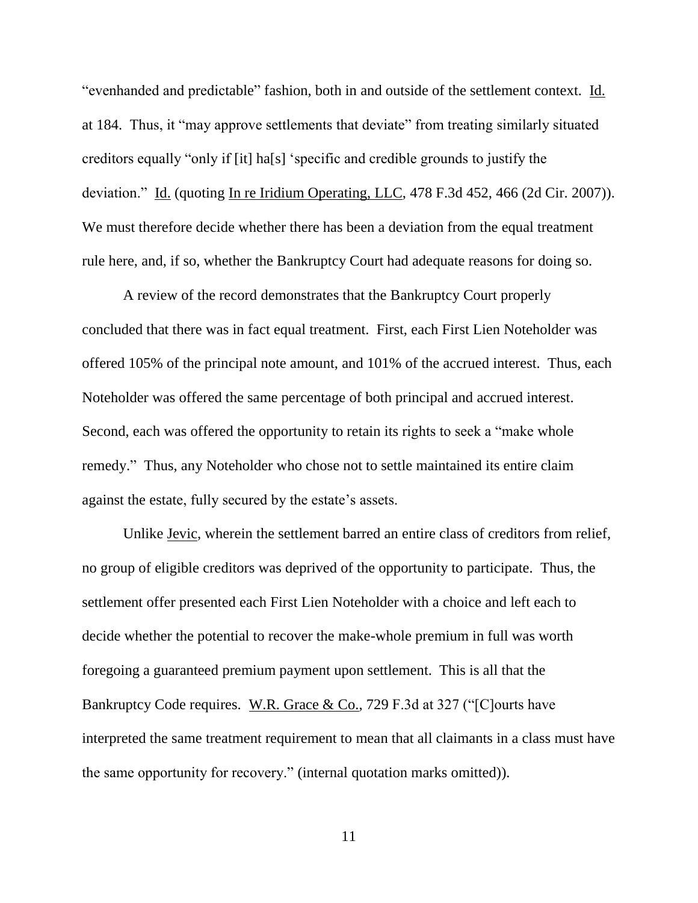"evenhanded and predictable" fashion, both in and outside of the settlement context. Id. at 184. Thus, it "may approve settlements that deviate" from treating similarly situated creditors equally "only if [it] ha[s] 'specific and credible grounds to justify the deviation." Id. (quoting In re Iridium Operating, LLC, 478 F.3d 452, 466 (2d Cir. 2007)). We must therefore decide whether there has been a deviation from the equal treatment rule here, and, if so, whether the Bankruptcy Court had adequate reasons for doing so.

A review of the record demonstrates that the Bankruptcy Court properly concluded that there was in fact equal treatment. First, each First Lien Noteholder was offered 105% of the principal note amount, and 101% of the accrued interest. Thus, each Noteholder was offered the same percentage of both principal and accrued interest. Second, each was offered the opportunity to retain its rights to seek a "make whole remedy." Thus, any Noteholder who chose not to settle maintained its entire claim against the estate, fully secured by the estate's assets.

Unlike Jevic, wherein the settlement barred an entire class of creditors from relief, no group of eligible creditors was deprived of the opportunity to participate. Thus, the settlement offer presented each First Lien Noteholder with a choice and left each to decide whether the potential to recover the make-whole premium in full was worth foregoing a guaranteed premium payment upon settlement. This is all that the Bankruptcy Code requires. W.R. Grace & Co., 729 F.3d at 327 ("[C]ourts have interpreted the same treatment requirement to mean that all claimants in a class must have the same opportunity for recovery." (internal quotation marks omitted)).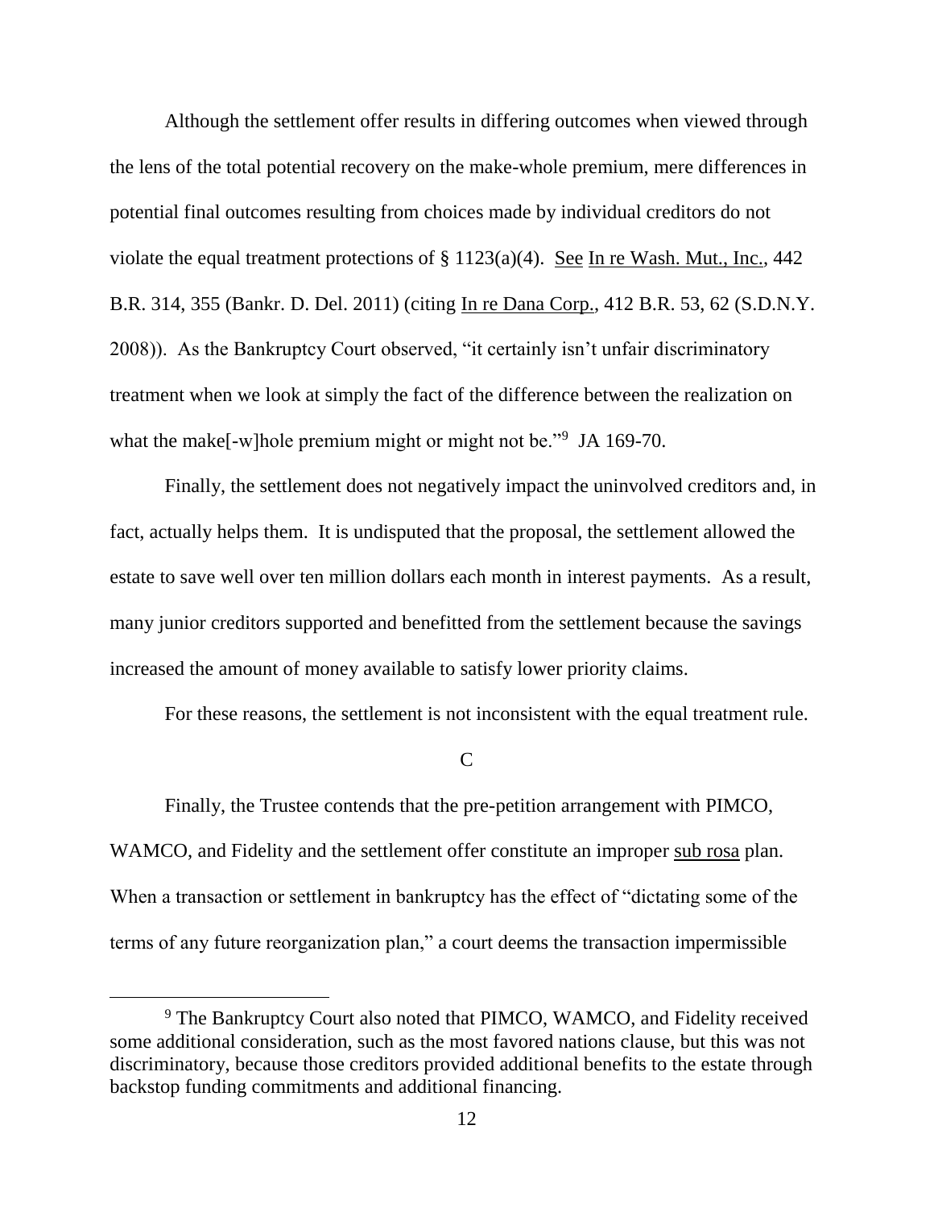Although the settlement offer results in differing outcomes when viewed through the lens of the total potential recovery on the make-whole premium, mere differences in potential final outcomes resulting from choices made by individual creditors do not violate the equal treatment protections of § 1123(a)(4). See In re Wash. Mut., Inc., 442 B.R. 314, 355 (Bankr. D. Del. 2011) (citing In re Dana Corp., 412 B.R. 53, 62 (S.D.N.Y. 2008)). As the Bankruptcy Court observed, "it certainly isn't unfair discriminatory treatment when we look at simply the fact of the difference between the realization on what the make[-w]hole premium might or might not be."[9] JA 169-70.

Finally, the settlement does not negatively impact the uninvolved creditors and, in fact, actually helps them. It is undisputed that the proposal, the settlement allowed the estate to save well over ten million dollars each month in interest payments. As a result, many junior creditors supported and benefitted from the settlement because the savings increased the amount of money available to satisfy lower priority claims.

For these reasons, the settlement is not inconsistent with the equal treatment rule.

C

Finally, the Trustee contends that the pre-petition arrangement with PIMCO, WAMCO, and Fidelity and the settlement offer constitute an improper *sub rosa* plan. When a transaction or settlement in bankruptcy has the effect of "dictating some of the terms of any future reorganization plan," a court deems the transaction impermissible

[9] The Bankruptcy Court also noted that PIMCO, WAMCO, and Fidelity received some additional consideration, such as the most favored nations clause, but this was not discriminatory, because those creditors provided additional benefits to the estate through backstop funding commitments and additional financing.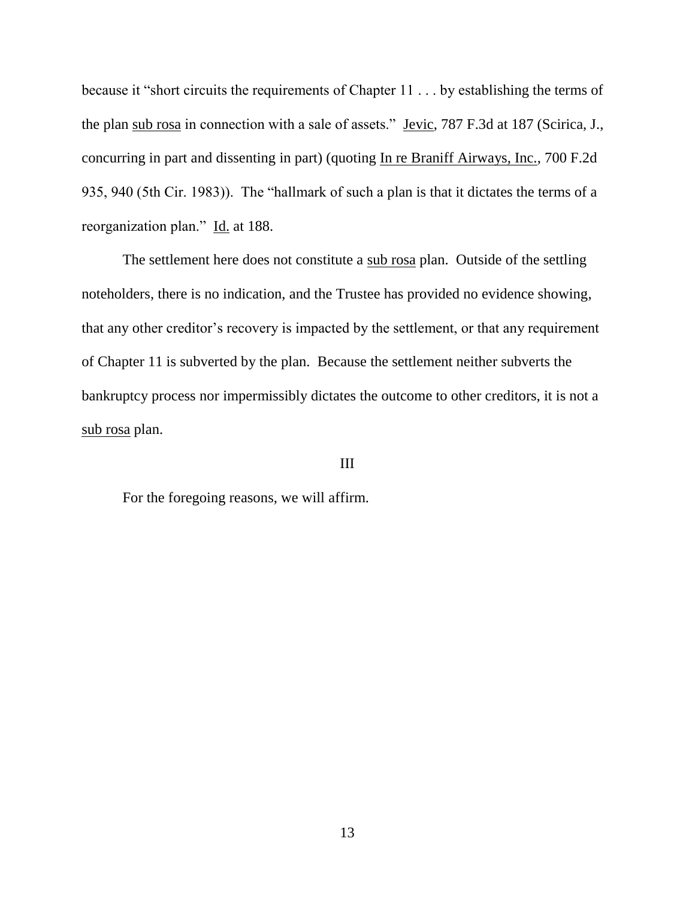because it "short circuits the requirements of Chapter 11 . . . by establishing the terms of the plan sub rosa in connection with a sale of assets." Jevic, 787 F.3d at 187 (Scirica, J., concurring in part and dissenting in part) (quoting In re Braniff Airways, Inc., 700 F.2d 935, 940 (5th Cir. 1983)). The "hallmark of such a plan is that it dictates the terms of a reorganization plan." Id. at 188.

The settlement here does not constitute a sub rosa plan. Outside of the settling noteholders, there is no indication, and the Trustee has provided no evidence showing, that any other creditor's recovery is impacted by the settlement, or that any requirement of Chapter 11 is subverted by the plan. Because the settlement neither subverts the bankruptcy process nor impermissibly dictates the outcome to other creditors, it is not a sub rosa plan.

## III

For the foregoing reasons, we will affirm.